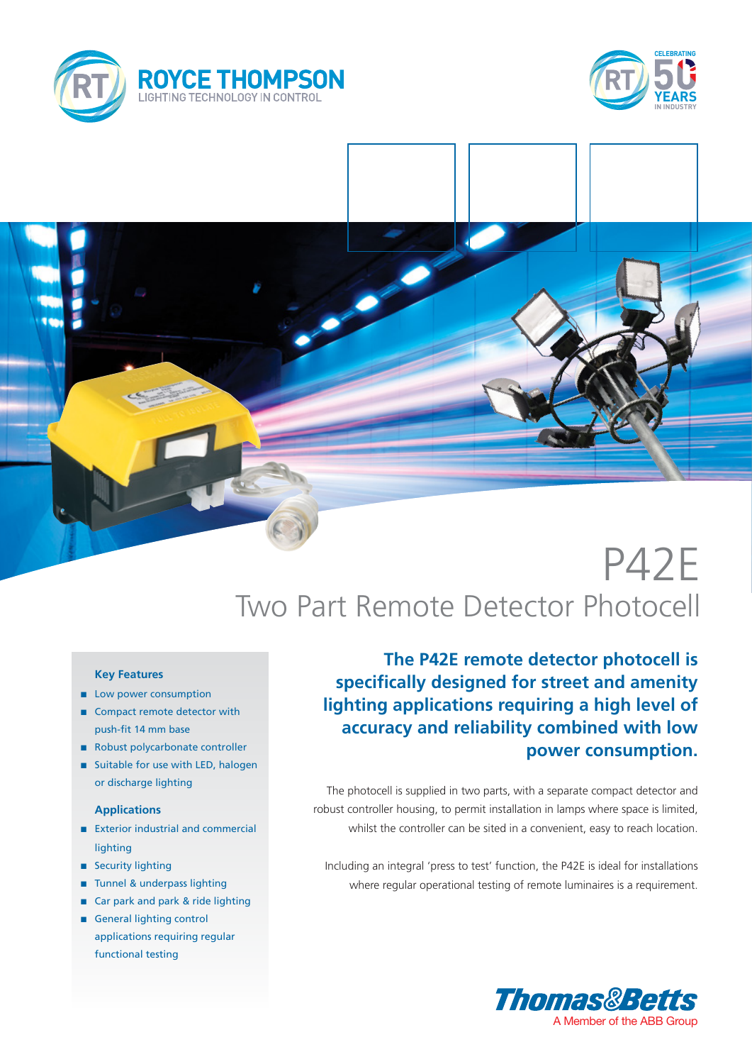ROYCE THOMPSON
LIGHTING TECHNOLOGY IN CONTROL

CELEBRATING 50 YEARS IN INDUSTRY

# P42E

## Two Part Remote Detector Photocell

### Key Features

- Low power consumption
- Compact remote detector with push-fit 14 mm base
- Robust polycarbonate controller
- Suitable for use with LED, halogen or discharge lighting

### Applications

- Exterior industrial and commercial lighting
- Security lighting
- Tunnel & underpass lighting
- Car park and park & ride lighting
- General lighting control applications requiring regular functional testing

**The P42E remote detector photocell is specifically designed for street and amenity lighting applications requiring a high level of accuracy and reliability combined with low power consumption.**

The photocell is supplied in two parts, with a separate compact detector and robust controller housing, to permit installation in lamps where space is limited, whilst the controller can be sited in a convenient, easy to reach location.

Including an integral 'press to test' function, the P42E is ideal for installations where regular operational testing of remote luminaires is a requirement.

Thomas&Betts
A Member of the ABB Group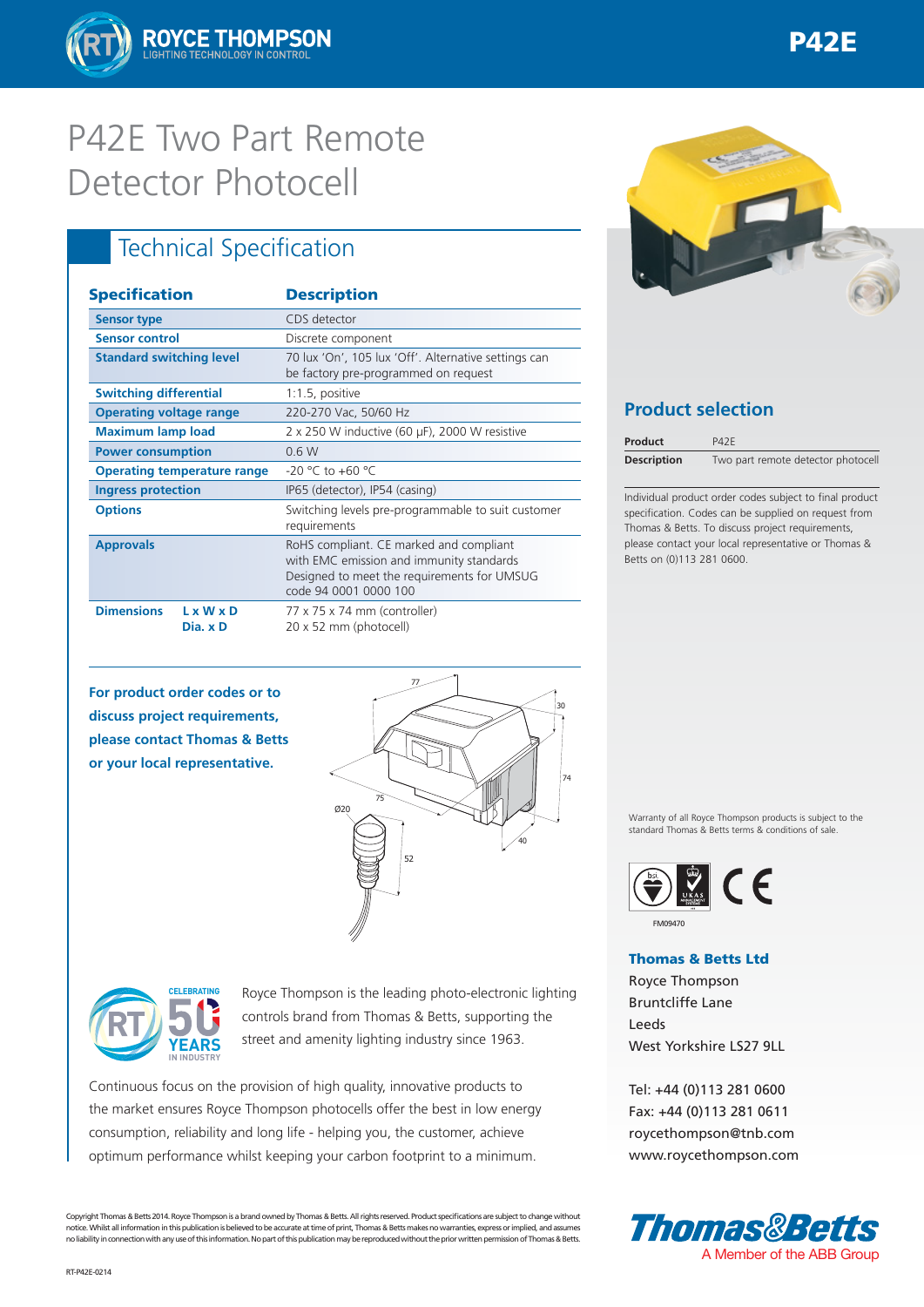# P42E Two Part Remote Detector Photocell

## Technical Specification

| Specification | Description |
|---|---|
| Sensor type | CDS detector |
| Sensor control | Discrete component |
| Standard switching level | 70 lux 'On', 105 lux 'Off'. Alternative settings can be factory pre-programmed on request |
| Switching differential | 1:1.5, positive |
| Operating voltage range | 220-270 Vac, 50/60 Hz |
| Maximum lamp load | 2 x 250 W inductive (60 µF), 2000 W resistive |
| Power consumption | 0.6 W |
| Operating temperature range | -20 °C to +60 °C |
| Ingress protection | IP65 (detector), IP54 (casing) |
| Options | Switching levels pre-programmable to suit customer requirements |
| Approvals | RoHS compliant. CE marked and compliant with EMC emission and immunity standards Designed to meet the requirements for UMSUG code 94 0001 0000 100 |
| Dimensions L x W x D | 77 x 75 x 74 mm (controller) |
| Dia. x D | 20 x 52 mm (photocell) |

**For product order codes or to discuss project requirements, please contact Thomas & Betts or your local representative.**

77
30
74
75
40
Ø20
52

Royce Thompson is the leading photo-electronic lighting controls brand from Thomas & Betts, supporting the street and amenity lighting industry since 1963.

Continuous focus on the provision of high quality, innovative products to the market ensures Royce Thompson photocells offer the best in low energy consumption, reliability and long life - helping you, the customer, achieve optimum performance whilst keeping your carbon footprint to a minimum.

## Product selection

| | |
|---|---|
| **Product** | P42E |
| **Description** | Two part remote detector photocell |

Individual product order codes subject to final product specification. Codes can be supplied on request from Thomas & Betts. To discuss project requirements, please contact your local representative or Thomas & Betts on (0)113 281 0600.

Warranty of all Royce Thompson products is subject to the standard Thomas & Betts terms & conditions of sale.

FM09470

**Thomas & Betts Ltd**
Royce Thompson
Bruntcliffe Lane
Leeds
West Yorkshire LS27 9LL

Tel: +44 (0)113 281 0600
Fax: +44 (0)113 281 0611
roycethompson@tnb.com
www.roycethompson.com

Thomas&Betts
A Member of the ABB Group

Copyright Thomas & Betts 2014. Royce Thompson is a brand owned by Thomas & Betts. All rights reserved. Product specifications are subject to change without notice. Whilst all information in this publication is believed to be accurate at time of print, Thomas & Betts makes no warranties, express or implied, and assumes no liability in connection with any use of this information. No part of this publication may be reproduced without the prior written permission of Thomas & Betts.

RT-P42E-0214